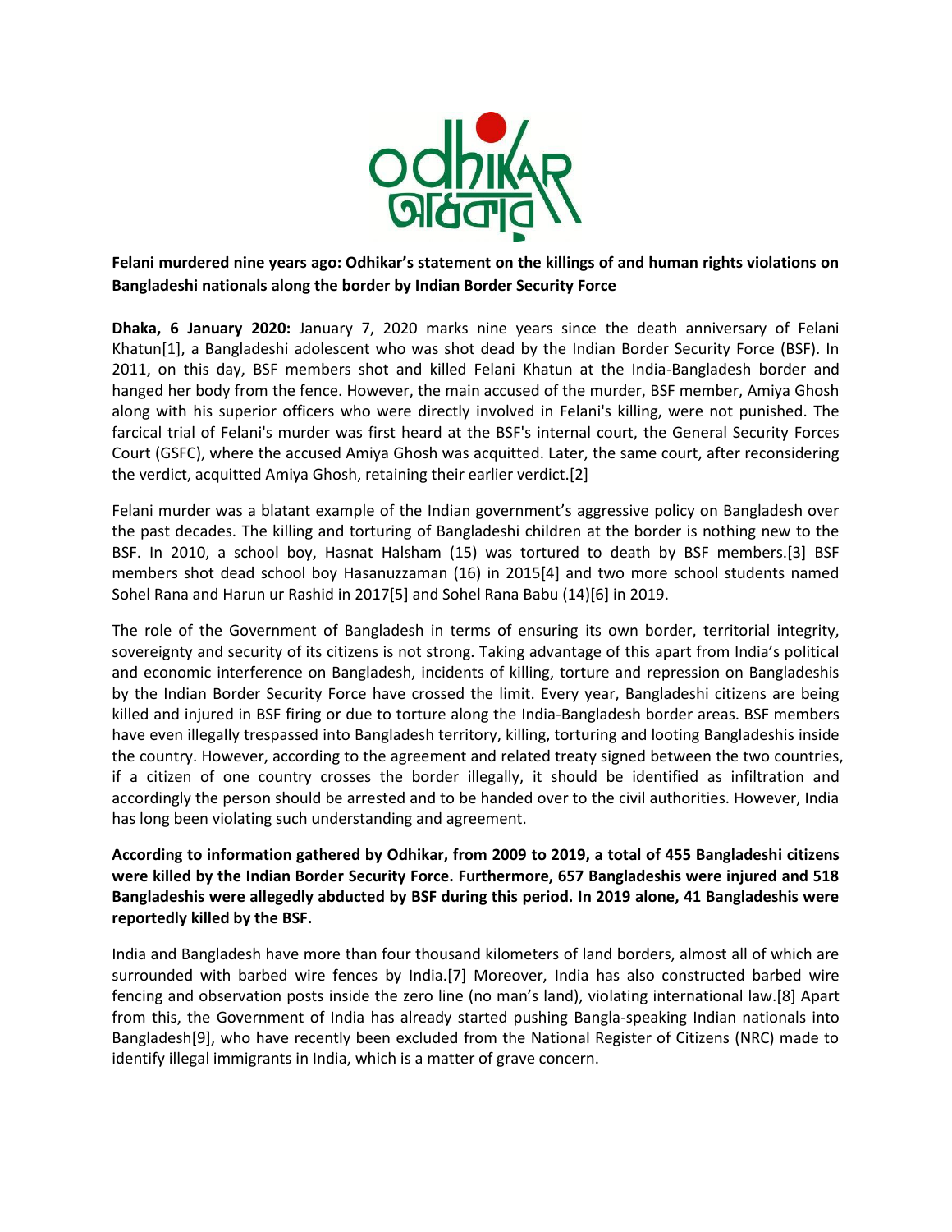**Felani murdered nine years ago: Odhikar's statement on the killings of and human rights violations on Bangladeshi nationals along the border by Indian Border Security Force**

**Dhaka, 6 January 2020:** January 7, 2020 marks nine years since the death anniversary of Felani Khatun[1], a Bangladeshi adolescent who was shot dead by the Indian Border Security Force (BSF). In 2011, on this day, BSF members shot and killed Felani Khatun at the India-Bangladesh border and hanged her body from the fence. However, the main accused of the murder, BSF member, Amiya Ghosh along with his superior officers who were directly involved in Felani's killing, were not punished. The farcical trial of Felani's murder was first heard at the BSF's internal court, the General Security Forces Court (GSFC), where the accused Amiya Ghosh was acquitted. Later, the same court, after reconsidering the verdict, acquitted Amiya Ghosh, retaining their earlier verdict.[2]

Felani murder was a blatant example of the Indian government's aggressive policy on Bangladesh over the past decades. The killing and torturing of Bangladeshi children at the border is nothing new to the BSF. In 2010, a school boy, Hasnat Halsham (15) was tortured to death by BSF members.[3] BSF members shot dead school boy Hasanuzzaman (16) in 2015[4] and two more school students named Sohel Rana and Harun ur Rashid in 2017[5] and Sohel Rana Babu (14)[6] in 2019.

The role of the Government of Bangladesh in terms of ensuring its own border, territorial integrity, sovereignty and security of its citizens is not strong. Taking advantage of this apart from India's political and economic interference on Bangladesh, incidents of killing, torture and repression on Bangladeshis by the Indian Border Security Force have crossed the limit. Every year, Bangladeshi citizens are being killed and injured in BSF firing or due to torture along the India-Bangladesh border areas. BSF members have even illegally trespassed into Bangladesh territory, killing, torturing and looting Bangladeshis inside the country. However, according to the agreement and related treaty signed between the two countries, if a citizen of one country crosses the border illegally, it should be identified as infiltration and accordingly the person should be arrested and to be handed over to the civil authorities. However, India has long been violating such understanding and agreement.

**According to information gathered by Odhikar, from 2009 to 2019, a total of 455 Bangladeshi citizens were killed by the Indian Border Security Force. Furthermore, 657 Bangladeshis were injured and 518 Bangladeshis were allegedly abducted by BSF during this period. In 2019 alone, 41 Bangladeshis were reportedly killed by the BSF.**

India and Bangladesh have more than four thousand kilometers of land borders, almost all of which are surrounded with barbed wire fences by India.[7] Moreover, India has also constructed barbed wire fencing and observation posts inside the zero line (no man's land), violating international law.[8] Apart from this, the Government of India has already started pushing Bangla-speaking Indian nationals into Bangladesh[9], who have recently been excluded from the National Register of Citizens (NRC) made to identify illegal immigrants in India, which is a matter of grave concern.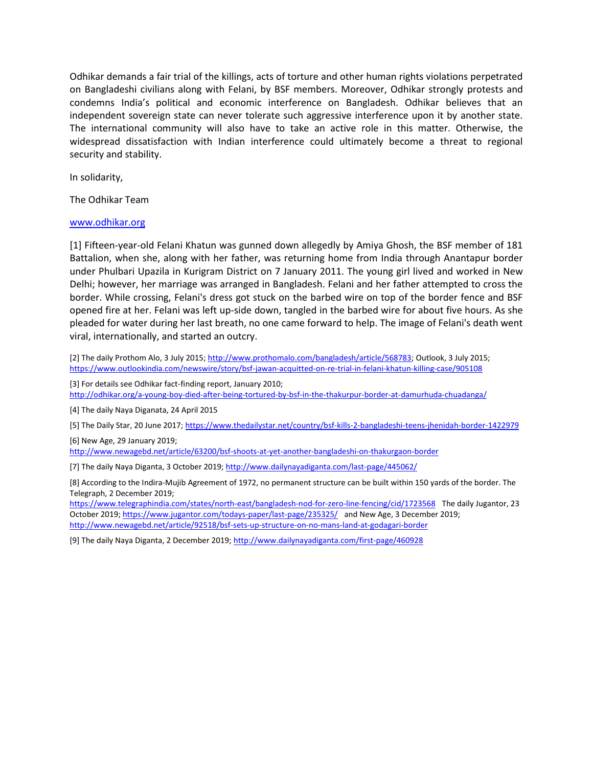Odhikar demands a fair trial of the killings, acts of torture and other human rights violations perpetrated on Bangladeshi civilians along with Felani, by BSF members. Moreover, Odhikar strongly protests and condemns India's political and economic interference on Bangladesh. Odhikar believes that an independent sovereign state can never tolerate such aggressive interference upon it by another state. The international community will also have to take an active role in this matter. Otherwise, the widespread dissatisfaction with Indian interference could ultimately become a threat to regional security and stability.

In solidarity,

The Odhikar Team

www.odhikar.org

[1] Fifteen-year-old Felani Khatun was gunned down allegedly by Amiya Ghosh, the BSF member of 181 Battalion, when she, along with her father, was returning home from India through Anantapur border under Phulbari Upazila in Kurigram District on 7 January 2011. The young girl lived and worked in New Delhi; however, her marriage was arranged in Bangladesh. Felani and her father attempted to cross the border. While crossing, Felani's dress got stuck on the barbed wire on top of the border fence and BSF opened fire at her. Felani was left up-side down, tangled in the barbed wire for about five hours. As she pleaded for water during her last breath, no one came forward to help. The image of Felani's death went viral, internationally, and started an outcry.

[2] The daily Prothom Alo, 3 July 2015; http://www.prothomalo.com/bangladesh/article/568783; Outlook, 3 July 2015; https://www.outlookindia.com/newswire/story/bsf-jawan-acquitted-on-re-trial-in-felani-khatun-killing-case/905108

[3] For details see Odhikar fact-finding report, January 2010; http://odhikar.org/a-young-boy-died-after-being-tortured-by-bsf-in-the-thakurpur-border-at-damurhuda-chuadanga/

[4] The daily Naya Diganata, 24 April 2015

[5] The Daily Star, 20 June 2017; https://www.thedailystar.net/country/bsf-kills-2-bangladeshi-teens-jhenidah-border-1422979

[6] New Age, 29 January 2019; http://www.newagebd.net/article/63200/bsf-shoots-at-yet-another-bangladeshi-on-thakurgaon-border

[7] The daily Naya Diganta, 3 October 2019; http://www.dailynayadiganta.com/last-page/445062/

[8] According to the Indira-Mujib Agreement of 1972, no permanent structure can be built within 150 yards of the border. The Telegraph, 2 December 2019; https://www.telegraphindia.com/states/north-east/bangladesh-nod-for-zero-line-fencing/cid/1723568 The daily Jugantor, 23 October 2019; https://www.jugantor.com/todays-paper/last-page/235325/ and New Age, 3 December 2019; http://www.newagebd.net/article/92518/bsf-sets-up-structure-on-no-mans-land-at-godagari-border

[9] The daily Naya Diganta, 2 December 2019; http://www.dailynayadiganta.com/first-page/460928